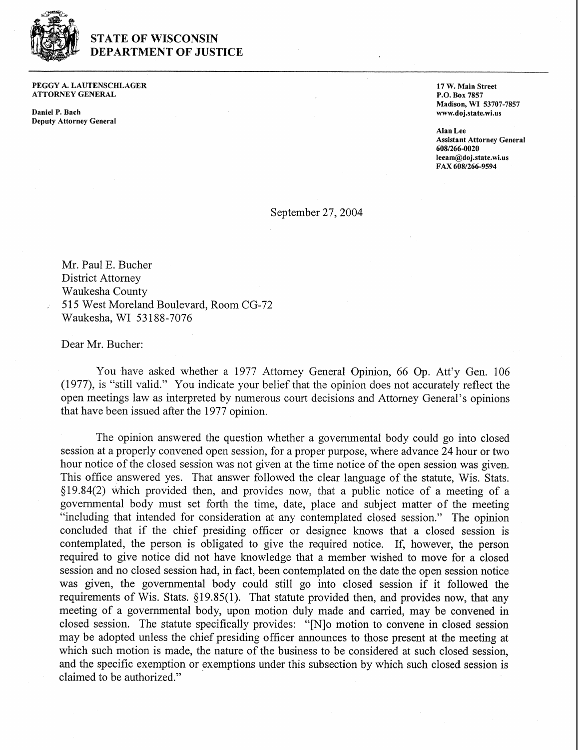**STATE OF WISCONSIN**
**DEPARTMENT OF JUSTICE**

**PEGGY A. LAUTENSCHLAGER**
**ATTORNEY GENERAL**

**Daniel P. Bach**
**Deputy Attorney General**

**17 W. Main Street**
**P.O. Box 7857**
**Madison, WI 53707-7857**
**www.doj.state.wi.us**

**Alan Lee**
**Assistant Attorney General**
**608/266-0020**
**leeam@doj.state.wi.us**
**FAX 608/266-9594**

September 27, 2004

Mr. Paul E. Bucher
District Attorney
Waukesha County
515 West Moreland Boulevard, Room CG-72
Waukesha, WI 53188-7076

Dear Mr. Bucher:

You have asked whether a 1977 Attorney General Opinion, 66 Op. Att'y Gen. 106 (1977), is "still valid." You indicate your belief that the opinion does not accurately reflect the open meetings law as interpreted by numerous court decisions and Attorney General's opinions that have been issued after the 1977 opinion.

The opinion answered the question whether a governmental body could go into closed session at a properly convened open session, for a proper purpose, where advance 24 hour or two hour notice of the closed session was not given at the time notice of the open session was given. This office answered yes. That answer followed the clear language of the statute, Wis. Stats. §19.84(2) which provided then, and provides now, that a public notice of a meeting of a governmental body must set forth the time, date, place and subject matter of the meeting "including that intended for consideration at any contemplated closed session." The opinion concluded that if the chief presiding officer or designee knows that a closed session is contemplated, the person is obligated to give the required notice. If, however, the person required to give notice did not have knowledge that a member wished to move for a closed session and no closed session had, in fact, been contemplated on the date the open session notice was given, the governmental body could still go into closed session if it followed the requirements of Wis. Stats. §19.85(1). That statute provided then, and provides now, that any meeting of a governmental body, upon motion duly made and carried, may be convened in closed session. The statute specifically provides: "[N]o motion to convene in closed session may be adopted unless the chief presiding officer announces to those present at the meeting at which such motion is made, the nature of the business to be considered at such closed session, and the specific exemption or exemptions under this subsection by which such closed session is claimed to be authorized."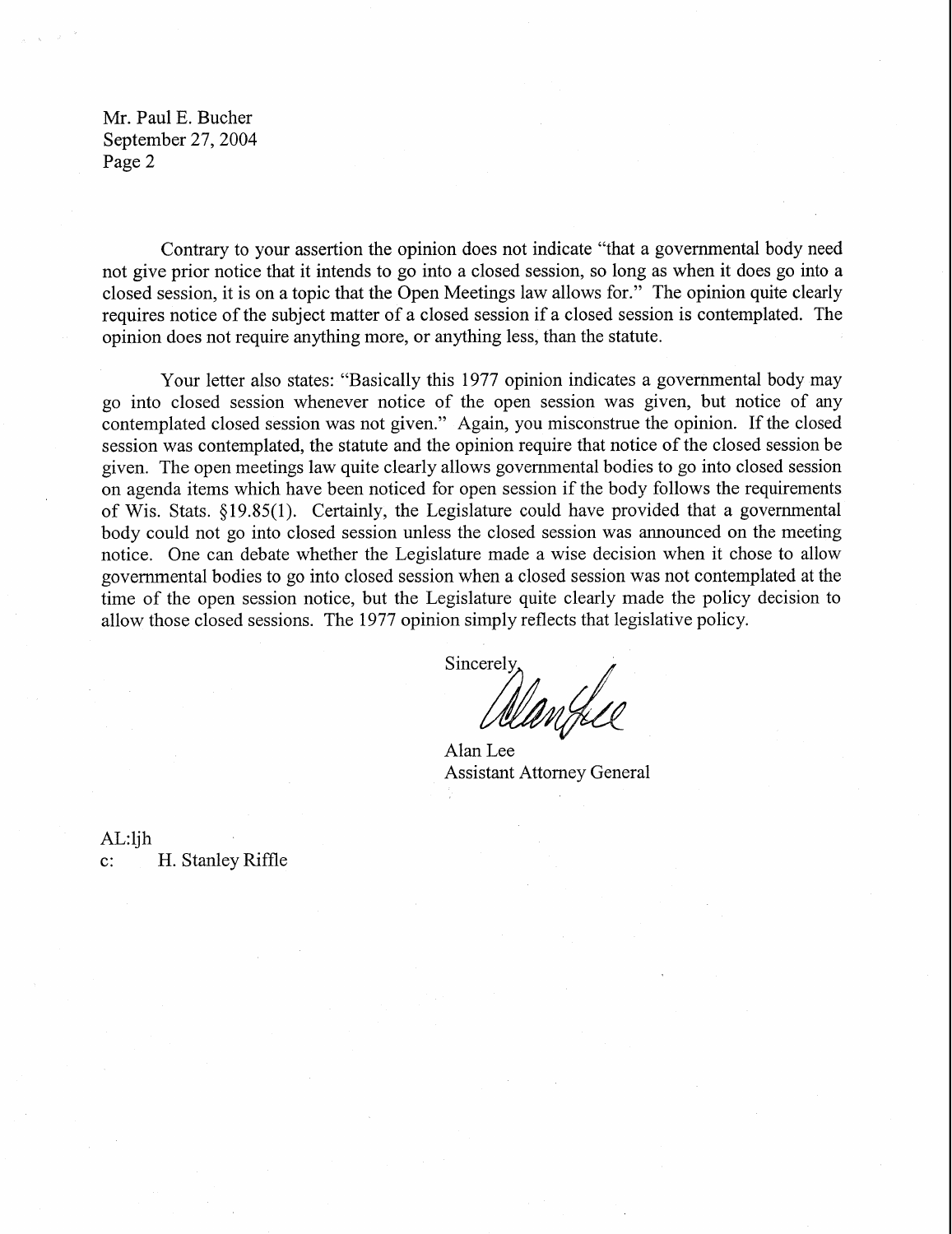Mr. Paul E. Bucher
September 27, 2004
Page 2

Contrary to your assertion the opinion does not indicate "that a governmental body need not give prior notice that it intends to go into a closed session, so long as when it does go into a closed session, it is on a topic that the Open Meetings law allows for." The opinion quite clearly requires notice of the subject matter of a closed session if a closed session is contemplated. The opinion does not require anything more, or anything less, than the statute.

Your letter also states: "Basically this 1977 opinion indicates a governmental body may go into closed session whenever notice of the open session was given, but notice of any contemplated closed session was not given." Again, you misconstrue the opinion. If the closed session was contemplated, the statute and the opinion require that notice of the closed session be given. The open meetings law quite clearly allows governmental bodies to go into closed session on agenda items which have been noticed for open session if the body follows the requirements of Wis. Stats. §19.85(1). Certainly, the Legislature could have provided that a governmental body could not go into closed session unless the closed session was announced on the meeting notice. One can debate whether the Legislature made a wise decision when it chose to allow governmental bodies to go into closed session when a closed session was not contemplated at the time of the open session notice, but the Legislature quite clearly made the policy decision to allow those closed sessions. The 1977 opinion simply reflects that legislative policy.

Sincerely,

Alan Lee
Assistant Attorney General

AL:ljh
c: H. Stanley Riffle